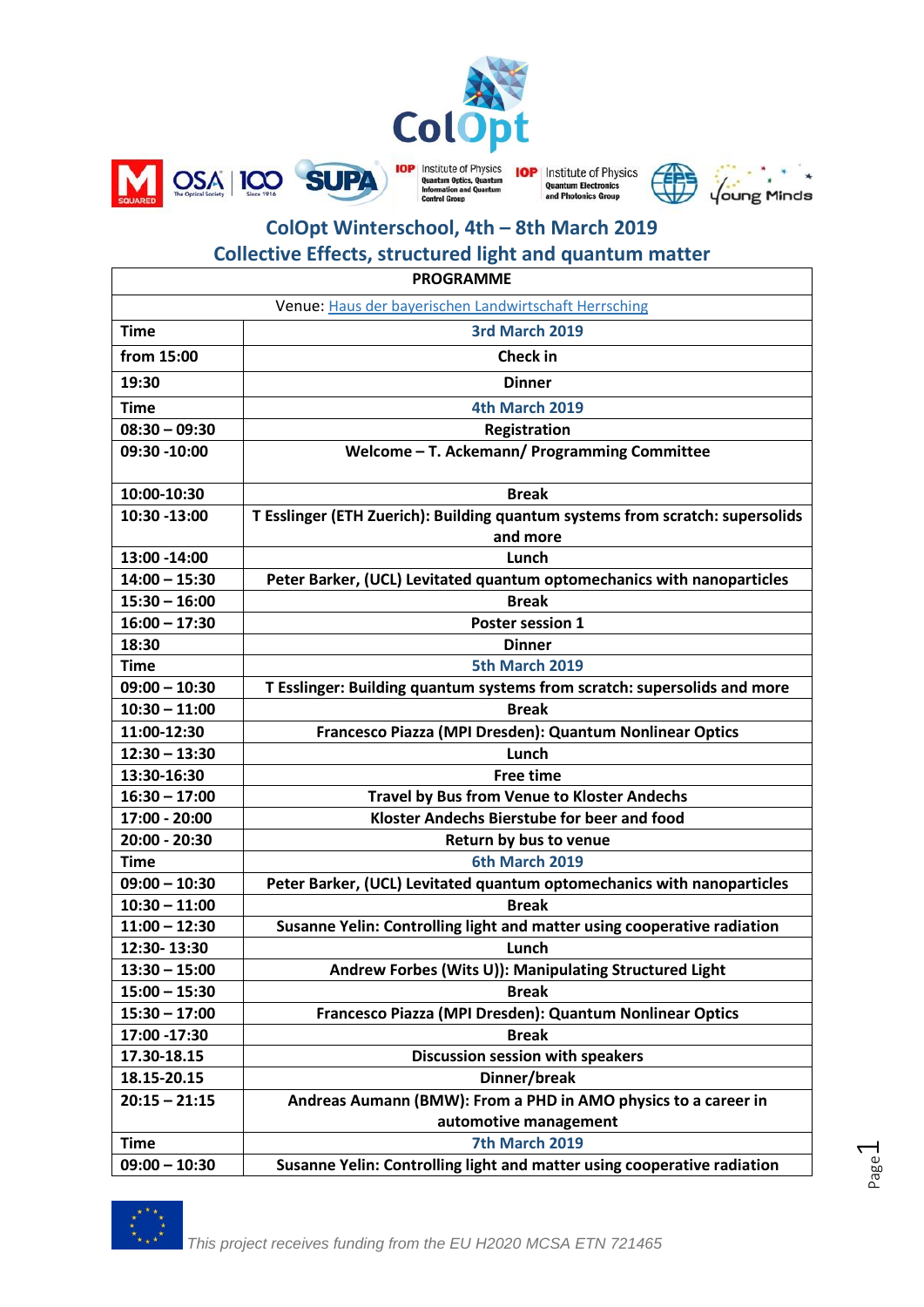## ColOpt Winterschool, 4th – 8th March 2019

## Collective Effects, structured light and quantum matter

| PROGRAMME | |
|---|---|
| Venue: Haus der bayerischen Landwirtschaft Herrsching | |
| **Time** | **3rd March 2019** |
| **from 15:00** | **Check in** |
| **19:30** | **Dinner** |
| **Time** | **4th March 2019** |
| **08:30 – 09:30** | **Registration** |
| **09:30 -10:00** | **Welcome – T. Ackemann/ Programming Committee** |
| **10:00-10:30** | **Break** |
| **10:30 -13:00** | **T Esslinger (ETH Zuerich): Building quantum systems from scratch: supersolids and more** |
| **13:00 -14:00** | **Lunch** |
| **14:00 – 15:30** | **Peter Barker, (UCL) Levitated quantum optomechanics with nanoparticles** |
| **15:30 – 16:00** | **Break** |
| **16:00 – 17:30** | **Poster session 1** |
| **18:30** | **Dinner** |
| **Time** | **5th March 2019** |
| **09:00 – 10:30** | **T Esslinger: Building quantum systems from scratch: supersolids and more** |
| **10:30 – 11:00** | **Break** |
| **11:00-12:30** | **Francesco Piazza (MPI Dresden): Quantum Nonlinear Optics** |
| **12:30 – 13:30** | **Lunch** |
| **13:30-16:30** | **Free time** |
| **16:30 – 17:00** | **Travel by Bus from Venue to Kloster Andechs** |
| **17:00 - 20:00** | **Kloster Andechs Bierstube for beer and food** |
| **20:00 - 20:30** | **Return by bus to venue** |
| **Time** | **6th March 2019** |
| **09:00 – 10:30** | **Peter Barker, (UCL) Levitated quantum optomechanics with nanoparticles** |
| **10:30 – 11:00** | **Break** |
| **11:00 – 12:30** | **Susanne Yelin: Controlling light and matter using cooperative radiation** |
| **12:30- 13:30** | **Lunch** |
| **13:30 – 15:00** | **Andrew Forbes (Wits U)): Manipulating Structured Light** |
| **15:00 – 15:30** | **Break** |
| **15:30 – 17:00** | **Francesco Piazza (MPI Dresden): Quantum Nonlinear Optics** |
| **17:00 -17:30** | **Break** |
| **17.30-18.15** | **Discussion session with speakers** |
| **18.15-20.15** | **Dinner/break** |
| **20:15 – 21:15** | **Andreas Aumann (BMW): From a PHD in AMO physics to a career in automotive management** |
| **Time** | **7th March 2019** |
| **09:00 – 10:30** | **Susanne Yelin: Controlling light and matter using cooperative radiation** |

*This project receives funding from the EU H2020 MCSA ETN 721465*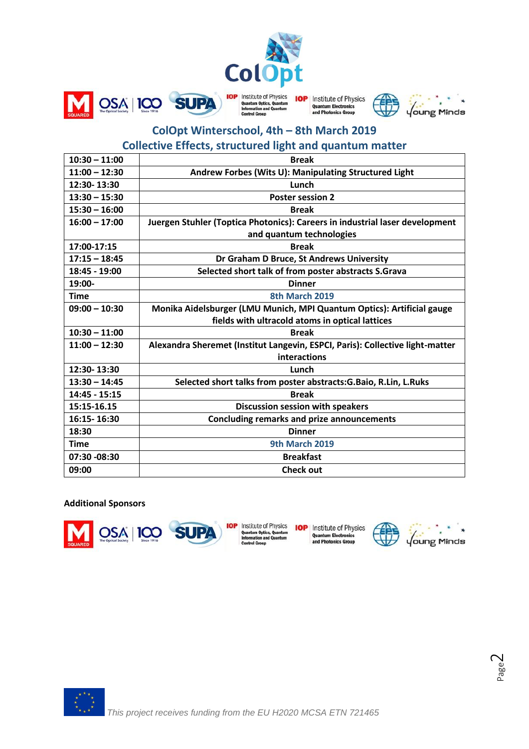## ColOpt Winterschool, 4th – 8th March 2019

## Collective Effects, structured light and quantum matter

| | |
|---|---|
| 10:30 – 11:00 | Break |
| 11:00 – 12:30 | Andrew Forbes (Wits U): Manipulating Structured Light |
| 12:30- 13:30 | Lunch |
| 13:30 – 15:30 | Poster session 2 |
| 15:30 – 16:00 | Break |
| 16:00 – 17:00 | Juergen Stuhler (Toptica Photonics): Careers in industrial laser development and quantum technologies |
| 17:00-17:15 | Break |
| 17:15 – 18:45 | Dr Graham D Bruce, St Andrews University |
| 18:45 - 19:00 | Selected short talk of from poster abstracts S.Grava |
| 19:00- | Dinner |
| **Time** | **8th March 2019** |
| 09:00 – 10:30 | Monika Aidelsburger (LMU Munich, MPI Quantum Optics): Artificial gauge fields with ultracold atoms in optical lattices |
| 10:30 – 11:00 | Break |
| 11:00 – 12:30 | Alexandra Sheremet (Institut Langevin, ESPCI, Paris): Collective light-matter interactions |
| 12:30- 13:30 | Lunch |
| 13:30 – 14:45 | Selected short talks from poster abstracts:G.Baio, R.Lin, L.Ruks |
| 14:45 - 15:15 | Break |
| 15:15-16.15 | Discussion session with speakers |
| 16:15- 16:30 | Concluding remarks and prize announcements |
| 18:30 | Dinner |
| **Time** | **9th March 2019** |
| 07:30 -08:30 | Breakfast |
| 09:00 | Check out |

**Additional Sponsors**

*This project receives funding from the EU H2020 MCSA ETN 721465*